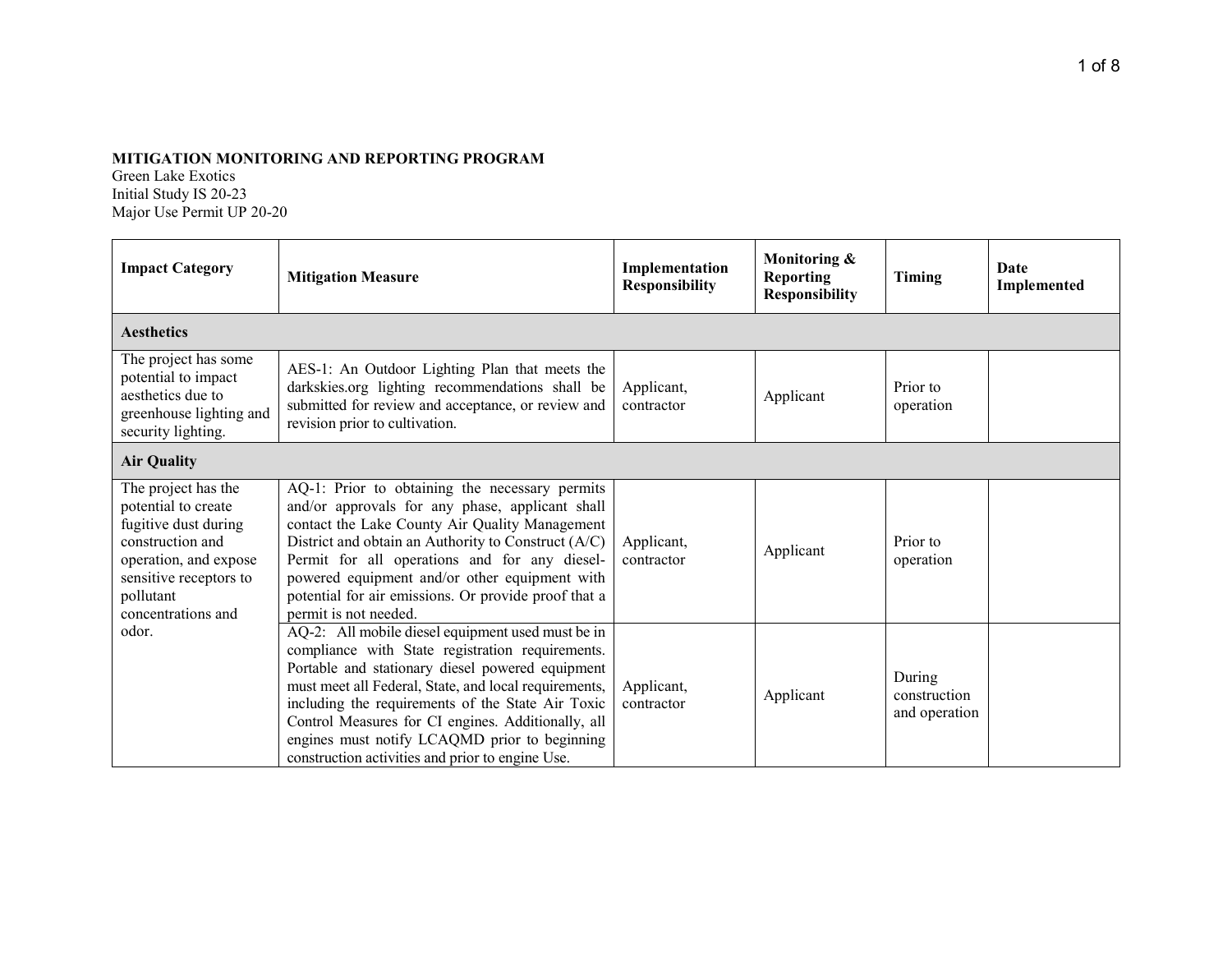**MITIGATION MONITORING AND REPORTING PROGRAM**
Green Lake Exotics
Initial Study IS 20-23
Major Use Permit UP 20-20

| Impact Category | Mitigation Measure | Implementation Responsibility | Monitoring & Reporting Responsibility | Timing | Date Implemented |
|---|---|---|---|---|---|
| **Aesthetics** | | | | | |
| The project has some potential to impact aesthetics due to greenhouse lighting and security lighting. | AES-1: An Outdoor Lighting Plan that meets the darkskies.org lighting recommendations shall be submitted for review and acceptance, or review and revision prior to cultivation. | Applicant, contractor | Applicant | Prior to operation | |
| **Air Quality** | | | | | |
| The project has the potential to create fugitive dust during construction and operation, and expose sensitive receptors to pollutant concentrations and odor. | AQ-1: Prior to obtaining the necessary permits and/or approvals for any phase, applicant shall contact the Lake County Air Quality Management District and obtain an Authority to Construct (A/C) Permit for all operations and for any diesel-powered equipment and/or other equipment with potential for air emissions. Or provide proof that a permit is not needed. | Applicant, contractor | Applicant | Prior to operation | |
| | AQ-2: All mobile diesel equipment used must be in compliance with State registration requirements. Portable and stationary diesel powered equipment must meet all Federal, State, and local requirements, including the requirements of the State Air Toxic Control Measures for CI engines. Additionally, all engines must notify LCAQMD prior to beginning construction activities and prior to engine Use. | Applicant, contractor | Applicant | During construction and operation | |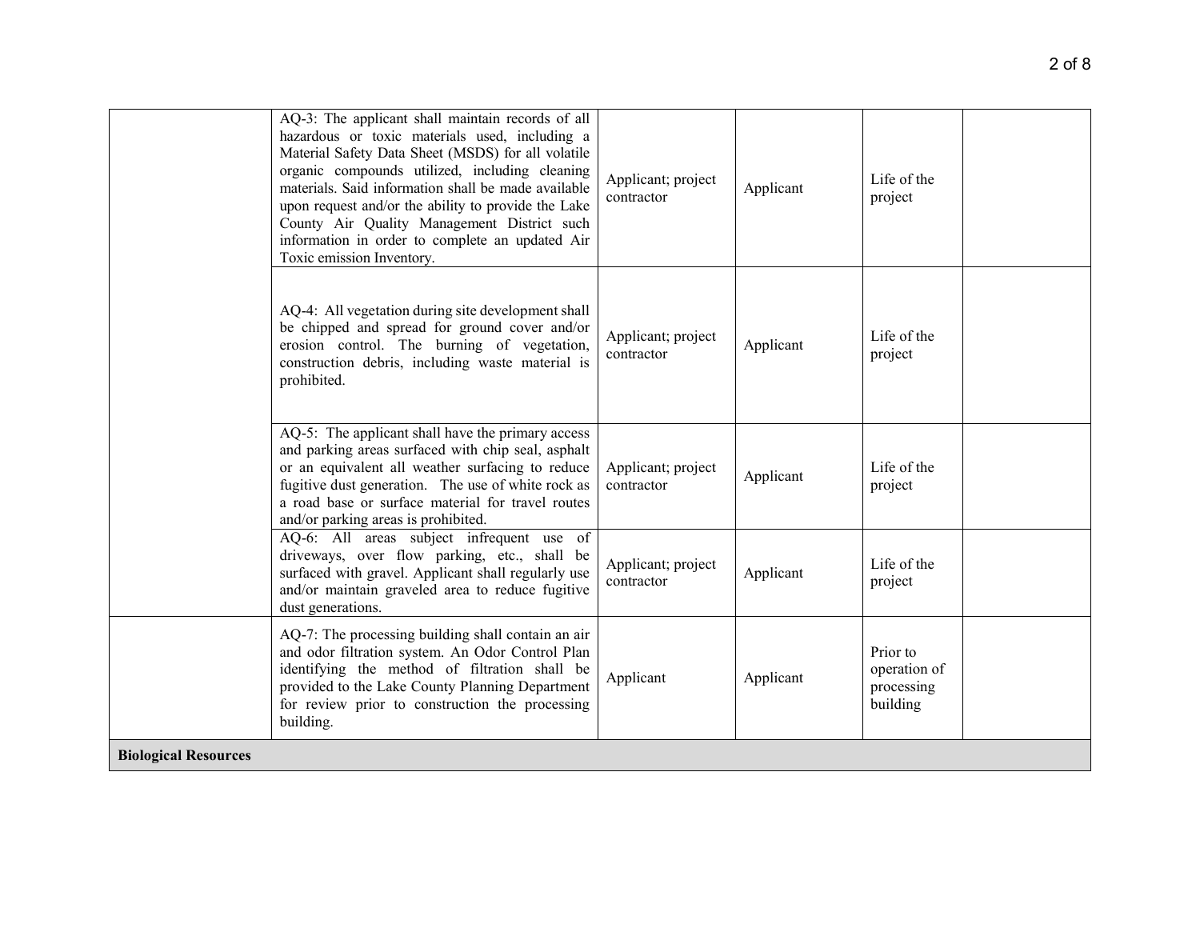|  |  |  |  |  |  |
|---|---|---|---|---|---|
|  | AQ-3: The applicant shall maintain records of all hazardous or toxic materials used, including a Material Safety Data Sheet (MSDS) for all volatile organic compounds utilized, including cleaning materials. Said information shall be made available upon request and/or the ability to provide the Lake County Air Quality Management District such information in order to complete an updated Air Toxic emission Inventory. | Applicant; project contractor | Applicant | Life of the project |  |
|  | AQ-4: All vegetation during site development shall be chipped and spread for ground cover and/or erosion control. The burning of vegetation, construction debris, including waste material is prohibited. | Applicant; project contractor | Applicant | Life of the project |  |
|  | AQ-5: The applicant shall have the primary access and parking areas surfaced with chip seal, asphalt or an equivalent all weather surfacing to reduce fugitive dust generation. The use of white rock as a road base or surface material for travel routes and/or parking areas is prohibited. | Applicant; project contractor | Applicant | Life of the project |  |
|  | AQ-6: All areas subject infrequent use of driveways, over flow parking, etc., shall be surfaced with gravel. Applicant shall regularly use and/or maintain graveled area to reduce fugitive dust generations. | Applicant; project contractor | Applicant | Life of the project |  |
|  | AQ-7: The processing building shall contain an air and odor filtration system. An Odor Control Plan identifying the method of filtration shall be provided to the Lake County Planning Department for review prior to construction the processing building. | Applicant | Applicant | Prior to operation of processing building |  |
| **Biological Resources** |  |  |  |  |  |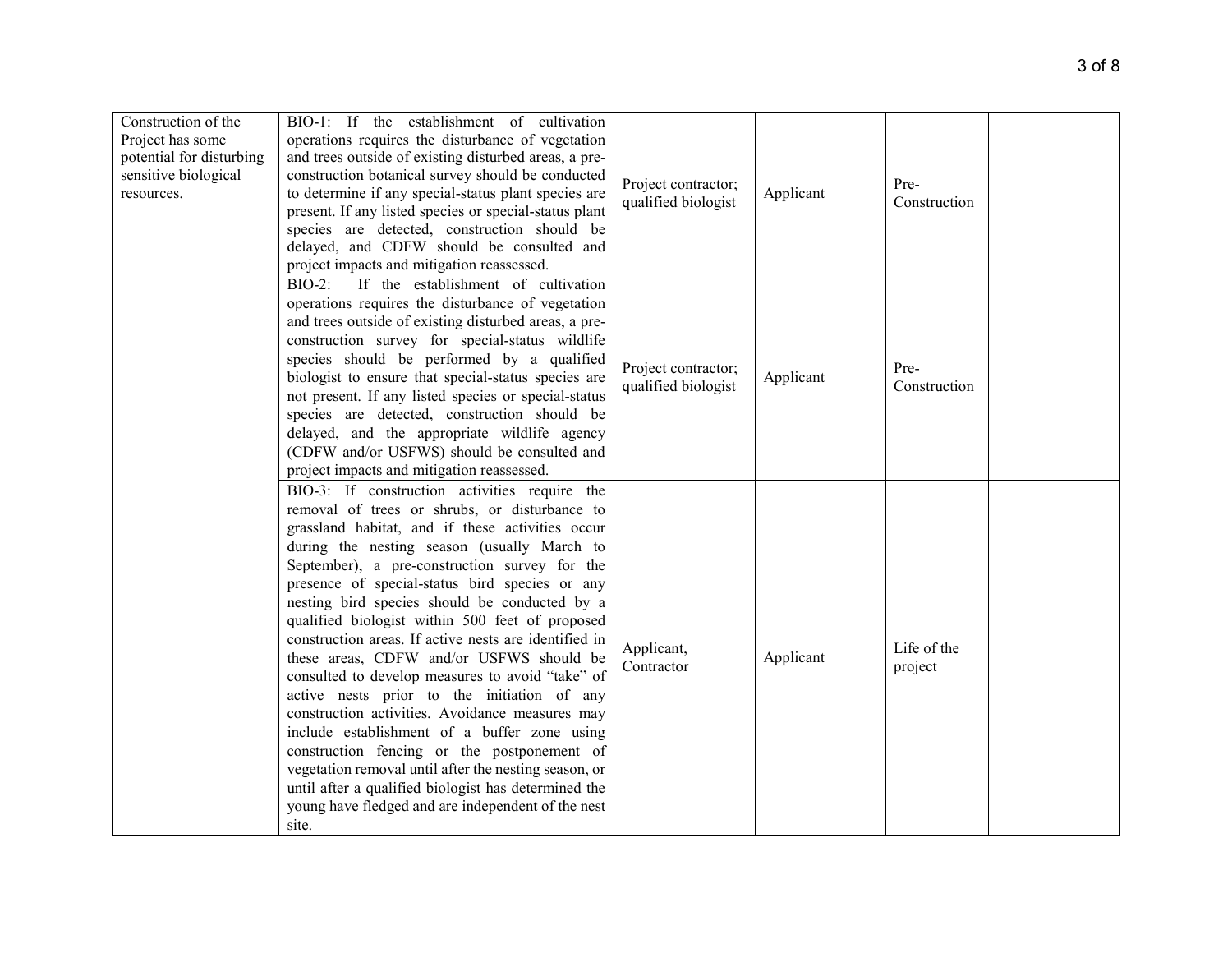| | | | | | |
|---|---|---|---|---|---|
| Construction of the Project has some potential for disturbing sensitive biological resources. | BIO-1: If the establishment of cultivation operations requires the disturbance of vegetation and trees outside of existing disturbed areas, a pre-construction botanical survey should be conducted to determine if any special-status plant species are present. If any listed species or special-status plant species are detected, construction should be delayed, and CDFW should be consulted and project impacts and mitigation reassessed. | Project contractor; qualified biologist | Applicant | Pre-Construction | |
| | BIO-2: If the establishment of cultivation operations requires the disturbance of vegetation and trees outside of existing disturbed areas, a pre-construction survey for special-status wildlife species should be performed by a qualified biologist to ensure that special-status species are not present. If any listed species or special-status species are detected, construction should be delayed, and the appropriate wildlife agency (CDFW and/or USFWS) should be consulted and project impacts and mitigation reassessed. | Project contractor; qualified biologist | Applicant | Pre-Construction | |
| | BIO-3: If construction activities require the removal of trees or shrubs, or disturbance to grassland habitat, and if these activities occur during the nesting season (usually March to September), a pre-construction survey for the presence of special-status bird species or any nesting bird species should be conducted by a qualified biologist within 500 feet of proposed construction areas. If active nests are identified in these areas, CDFW and/or USFWS should be consulted to develop measures to avoid "take" of active nests prior to the initiation of any construction activities. Avoidance measures may include establishment of a buffer zone using construction fencing or the postponement of vegetation removal until after the nesting season, or until after a qualified biologist has determined the young have fledged and are independent of the nest site. | Applicant, Contractor | Applicant | Life of the project | |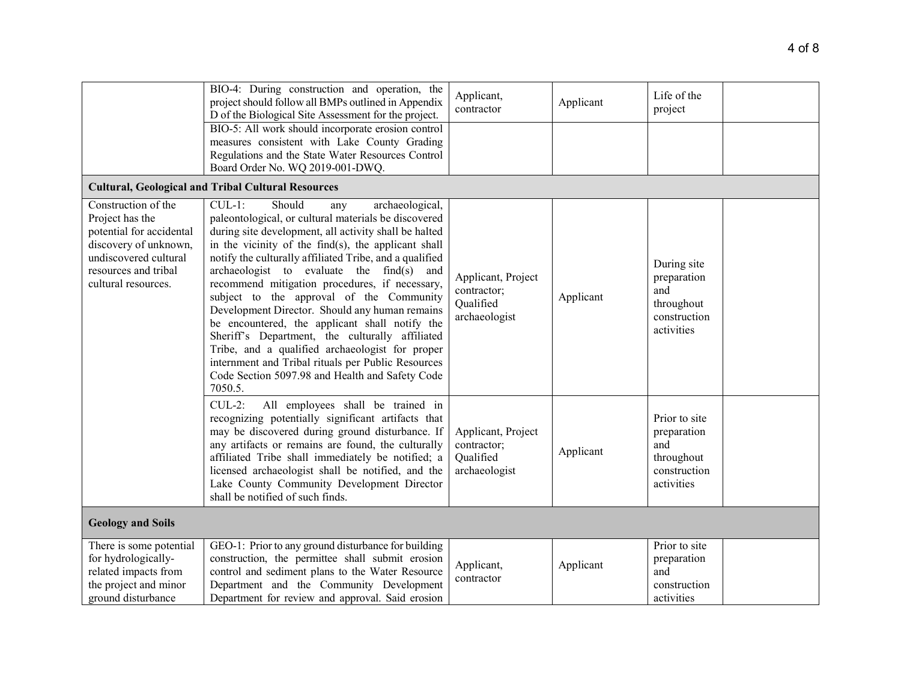| | | | | | |
|---|---|---|---|---|---|
| | BIO-4: During construction and operation, the project should follow all BMPs outlined in Appendix D of the Biological Site Assessment for the project. | Applicant, contractor | Applicant | Life of the project | |
| | BIO-5: All work should incorporate erosion control measures consistent with Lake County Grading Regulations and the State Water Resources Control Board Order No. WQ 2019-001-DWQ. | | | | |
| **Cultural, Geological and Tribal Cultural Resources** | | | | | |
| Construction of the Project has the potential for accidental discovery of unknown, undiscovered cultural resources and tribal cultural resources. | CUL-1: Should any archaeological, paleontological, or cultural materials be discovered during site development, all activity shall be halted in the vicinity of the find(s), the applicant shall notify the culturally affiliated Tribe, and a qualified archaeologist to evaluate the find(s) and recommend mitigation procedures, if necessary, subject to the approval of the Community Development Director. Should any human remains be encountered, the applicant shall notify the Sheriff's Department, the culturally affiliated Tribe, and a qualified archaeologist for proper internment and Tribal rituals per Public Resources Code Section 5097.98 and Health and Safety Code 7050.5. | Applicant, Project contractor; Qualified archaeologist | Applicant | During site preparation and throughout construction activities | |
| | CUL-2: All employees shall be trained in recognizing potentially significant artifacts that may be discovered during ground disturbance. If any artifacts or remains are found, the culturally affiliated Tribe shall immediately be notified; a licensed archaeologist shall be notified, and the Lake County Community Development Director shall be notified of such finds. | Applicant, Project contractor; Qualified archaeologist | Applicant | Prior to site preparation and throughout construction activities | |
| **Geology and Soils** | | | | | |
| There is some potential for hydrologically-related impacts from the project and minor ground disturbance | GEO-1: Prior to any ground disturbance for building construction, the permittee shall submit erosion control and sediment plans to the Water Resource Department and the Community Development Department for review and approval. Said erosion | Applicant, contractor | Applicant | Prior to site preparation and construction activities | |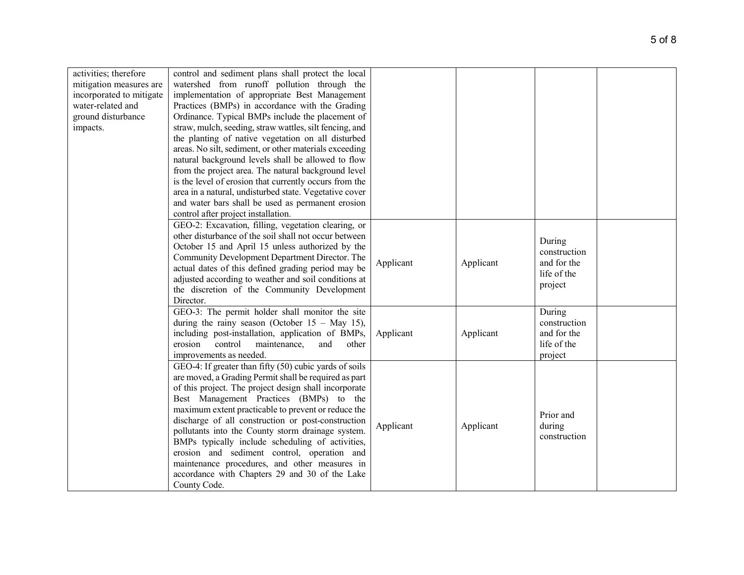| | | | | | |
|---|---|---|---|---|---|
| activities; therefore mitigation measures are incorporated to mitigate water-related and ground disturbance impacts. | control and sediment plans shall protect the local watershed from runoff pollution through the implementation of appropriate Best Management Practices (BMPs) in accordance with the Grading Ordinance. Typical BMPs include the placement of straw, mulch, seeding, straw wattles, silt fencing, and the planting of native vegetation on all disturbed areas. No silt, sediment, or other materials exceeding natural background levels shall be allowed to flow from the project area. The natural background level is the level of erosion that currently occurs from the area in a natural, undisturbed state. Vegetative cover and water bars shall be used as permanent erosion control after project installation. | | | | |
| | GEO-2: Excavation, filling, vegetation clearing, or other disturbance of the soil shall not occur between October 15 and April 15 unless authorized by the Community Development Department Director. The actual dates of this defined grading period may be adjusted according to weather and soil conditions at the discretion of the Community Development Director. | Applicant | Applicant | During construction and for the life of the project | |
| | GEO-3: The permit holder shall monitor the site during the rainy season (October 15 – May 15), including post-installation, application of BMPs, erosion control maintenance, and other improvements as needed. | Applicant | Applicant | During construction and for the life of the project | |
| | GEO-4: If greater than fifty (50) cubic yards of soils are moved, a Grading Permit shall be required as part of this project. The project design shall incorporate Best Management Practices (BMPs) to the maximum extent practicable to prevent or reduce the discharge of all construction or post-construction pollutants into the County storm drainage system. BMPs typically include scheduling of activities, erosion and sediment control, operation and maintenance procedures, and other measures in accordance with Chapters 29 and 30 of the Lake County Code. | Applicant | Applicant | Prior and during construction | |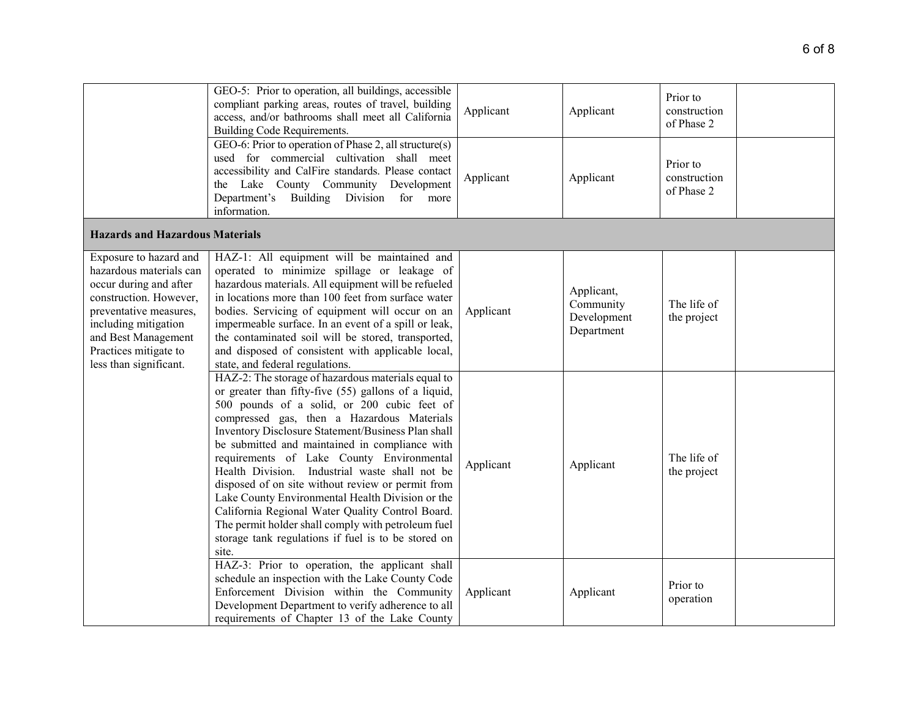| | | | | | |
|---|---|---|---|---|---|
| | GEO-5: Prior to operation, all buildings, accessible compliant parking areas, routes of travel, building access, and/or bathrooms shall meet all California Building Code Requirements. | Applicant | Applicant | Prior to construction of Phase 2 | |
| | GEO-6: Prior to operation of Phase 2, all structure(s) used for commercial cultivation shall meet accessibility and CalFire standards. Please contact the Lake County Community Development Department's Building Division for more information. | Applicant | Applicant | Prior to construction of Phase 2 | |
| **Hazards and Hazardous Materials** | | | | | |
| Exposure to hazard and hazardous materials can occur during and after construction. However, preventative measures, including mitigation and Best Management Practices mitigate to less than significant. | HAZ-1: All equipment will be maintained and operated to minimize spillage or leakage of hazardous materials. All equipment will be refueled in locations more than 100 feet from surface water bodies. Servicing of equipment will occur on an impermeable surface. In an event of a spill or leak, the contaminated soil will be stored, transported, and disposed of consistent with applicable local, state, and federal regulations. | Applicant | Applicant, Community Development Department | The life of the project | |
| | HAZ-2: The storage of hazardous materials equal to or greater than fifty-five (55) gallons of a liquid, 500 pounds of a solid, or 200 cubic feet of compressed gas, then a Hazardous Materials Inventory Disclosure Statement/Business Plan shall be submitted and maintained in compliance with requirements of Lake County Environmental Health Division. Industrial waste shall not be disposed of on site without review or permit from Lake County Environmental Health Division or the California Regional Water Quality Control Board. The permit holder shall comply with petroleum fuel storage tank regulations if fuel is to be stored on site. | Applicant | Applicant | The life of the project | |
| | HAZ-3: Prior to operation, the applicant shall schedule an inspection with the Lake County Code Enforcement Division within the Community Development Department to verify adherence to all requirements of Chapter 13 of the Lake County | Applicant | Applicant | Prior to operation | |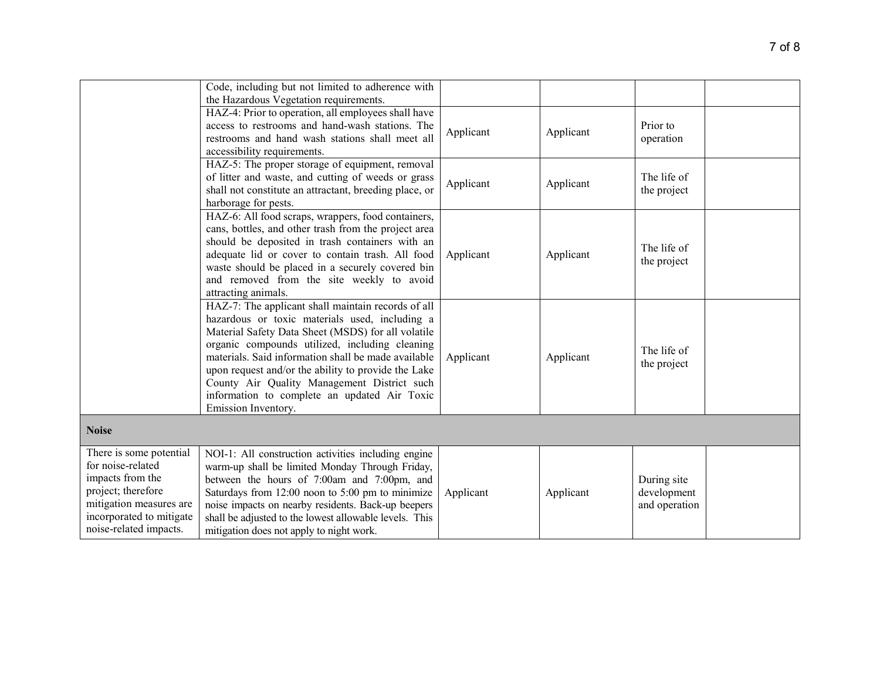| | | | | | |
|---|---|---|---|---|---|
| | Code, including but not limited to adherence with the Hazardous Vegetation requirements. | | | | |
| | HAZ-4: Prior to operation, all employees shall have access to restrooms and hand-wash stations. The restrooms and hand wash stations shall meet all accessibility requirements. | Applicant | Applicant | Prior to operation | |
| | HAZ-5: The proper storage of equipment, removal of litter and waste, and cutting of weeds or grass shall not constitute an attractant, breeding place, or harborage for pests. | Applicant | Applicant | The life of the project | |
| | HAZ-6: All food scraps, wrappers, food containers, cans, bottles, and other trash from the project area should be deposited in trash containers with an adequate lid or cover to contain trash. All food waste should be placed in a securely covered bin and removed from the site weekly to avoid attracting animals. | Applicant | Applicant | The life of the project | |
| | HAZ-7: The applicant shall maintain records of all hazardous or toxic materials used, including a Material Safety Data Sheet (MSDS) for all volatile organic compounds utilized, including cleaning materials. Said information shall be made available upon request and/or the ability to provide the Lake County Air Quality Management District such information to complete an updated Air Toxic Emission Inventory. | Applicant | Applicant | The life of the project | |
| **Noise** | | | | | |
| There is some potential for noise-related impacts from the project; therefore mitigation measures are incorporated to mitigate noise-related impacts. | NOI-1: All construction activities including engine warm-up shall be limited Monday Through Friday, between the hours of 7:00am and 7:00pm, and Saturdays from 12:00 noon to 5:00 pm to minimize noise impacts on nearby residents. Back-up beepers shall be adjusted to the lowest allowable levels. This mitigation does not apply to night work. | Applicant | Applicant | During site development and operation | |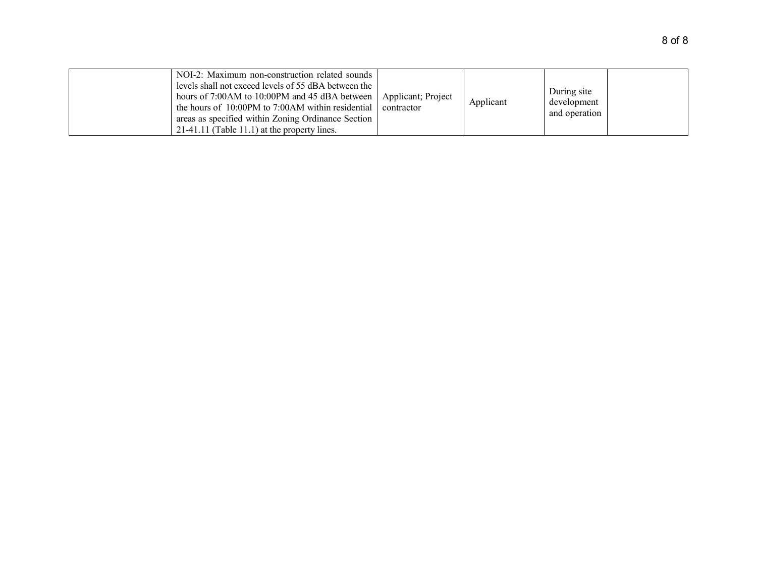| | | | | | |
|---|---|---|---|---|---|
| | NOI-2: Maximum non-construction related sounds levels shall not exceed levels of 55 dBA between the hours of 7:00AM to 10:00PM and 45 dBA between the hours of 10:00PM to 7:00AM within residential areas as specified within Zoning Ordinance Section 21-41.11 (Table 11.1) at the property lines. | Applicant; Project contractor | Applicant | During site development and operation | |